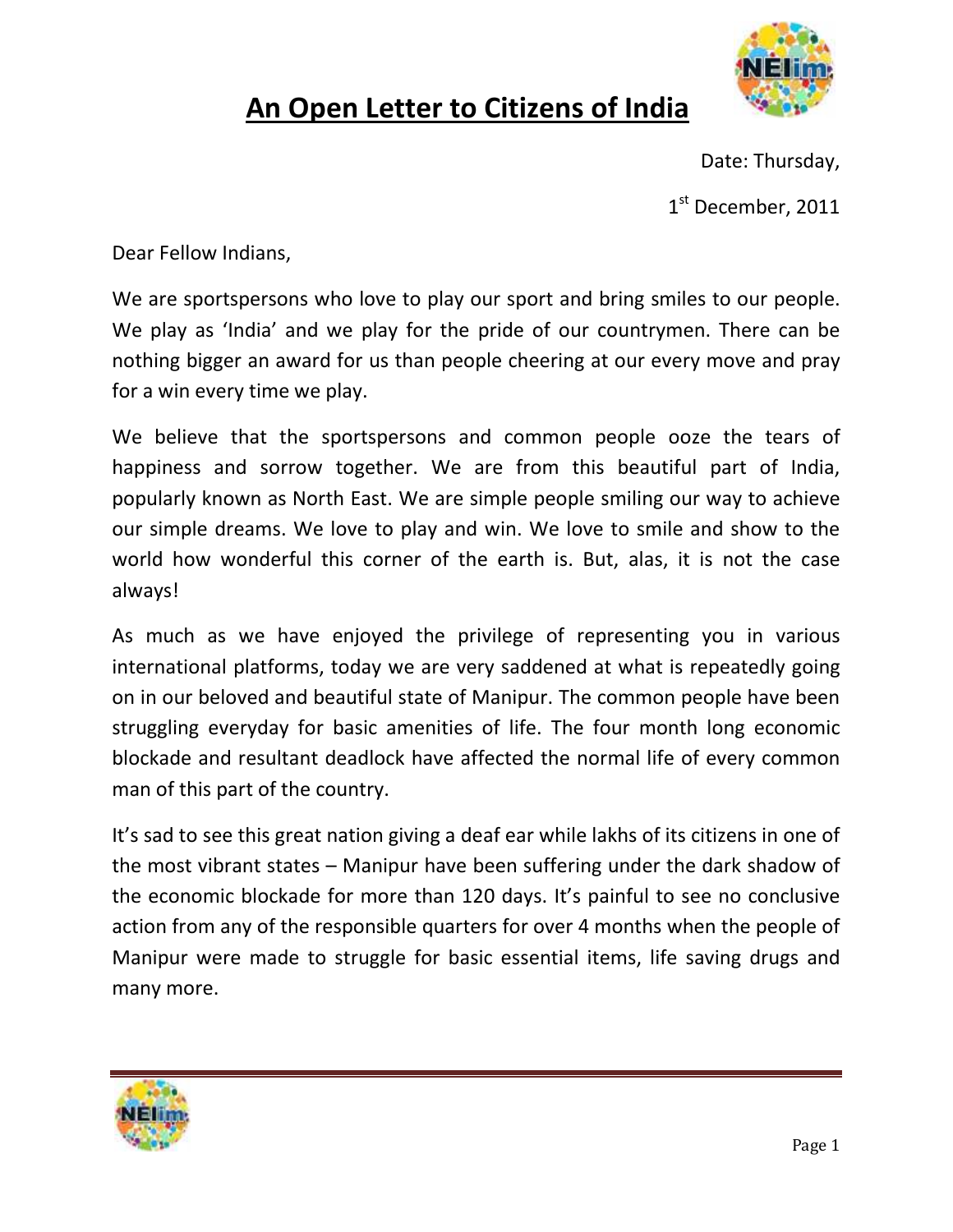# An Open Letter to Citizens of India

Date: Thursday,

1st December, 2011

Dear Fellow Indians,

We are sportspersons who love to play our sport and bring smiles to our people. We play as 'India' and we play for the pride of our countrymen. There can be nothing bigger an award for us than people cheering at our every move and pray for a win every time we play.

We believe that the sportspersons and common people ooze the tears of happiness and sorrow together. We are from this beautiful part of India, popularly known as North East. We are simple people smiling our way to achieve our simple dreams. We love to play and win. We love to smile and show to the world how wonderful this corner of the earth is. But, alas, it is not the case always!

As much as we have enjoyed the privilege of representing you in various international platforms, today we are very saddened at what is repeatedly going on in our beloved and beautiful state of Manipur. The common people have been struggling everyday for basic amenities of life. The four month long economic blockade and resultant deadlock have affected the normal life of every common man of this part of the country.

It's sad to see this great nation giving a deaf ear while lakhs of its citizens in one of the most vibrant states – Manipur have been suffering under the dark shadow of the economic blockade for more than 120 days. It's painful to see no conclusive action from any of the responsible quarters for over 4 months when the people of Manipur were made to struggle for basic essential items, life saving drugs and many more.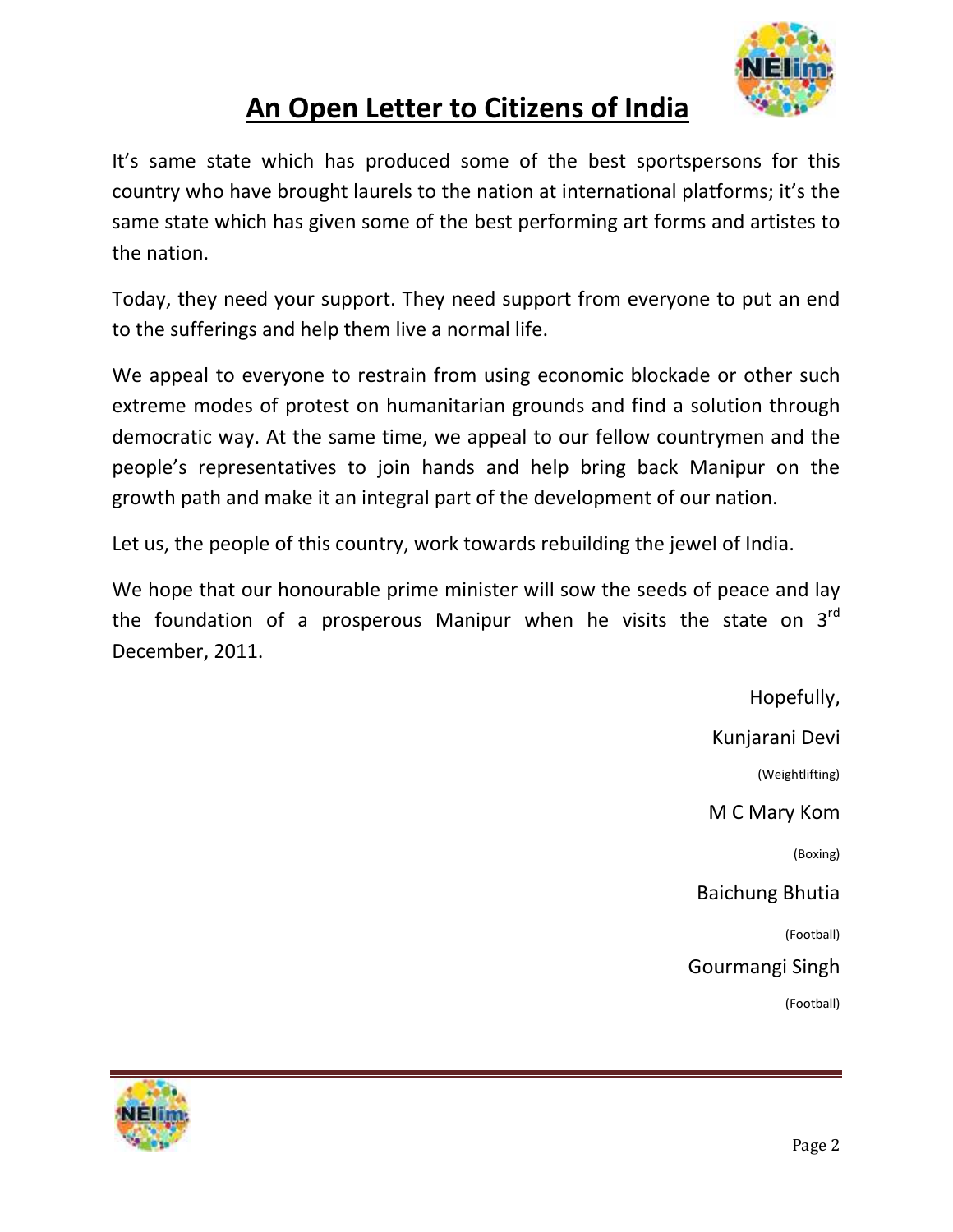# An Open Letter to Citizens of India

It's same state which has produced some of the best sportspersons for this country who have brought laurels to the nation at international platforms; it's the same state which has given some of the best performing art forms and artistes to the nation.

Today, they need your support. They need support from everyone to put an end to the sufferings and help them live a normal life.

We appeal to everyone to restrain from using economic blockade or other such extreme modes of protest on humanitarian grounds and find a solution through democratic way. At the same time, we appeal to our fellow countrymen and the people's representatives to join hands and help bring back Manipur on the growth path and make it an integral part of the development of our nation.

Let us, the people of this country, work towards rebuilding the jewel of India.

We hope that our honourable prime minister will sow the seeds of peace and lay the foundation of a prosperous Manipur when he visits the state on 3rd December, 2011.

Hopefully,

Kunjarani Devi
(Weightlifting)

M C Mary Kom
(Boxing)

Baichung Bhutia
(Football)

Gourmangi Singh
(Football)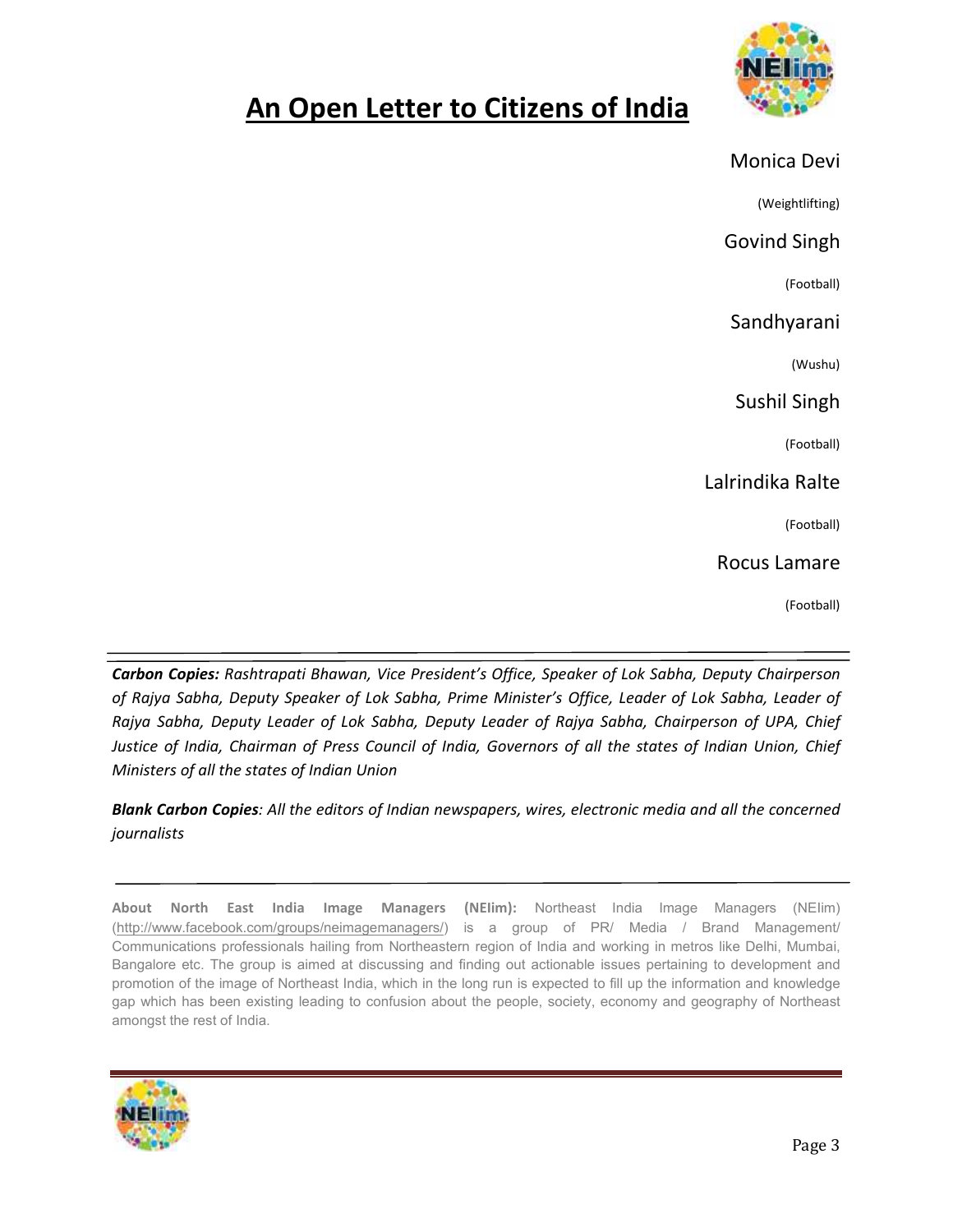# An Open Letter to Citizens of India

Monica Devi

(Weightlifting)

Govind Singh

(Football)

Sandhyarani

(Wushu)

Sushil Singh

(Football)

Lalrindika Ralte

(Football)

Rocus Lamare

(Football)

---

***Carbon Copies:*** *Rashtrapati Bhawan, Vice President's Office, Speaker of Lok Sabha, Deputy Chairperson of Rajya Sabha, Deputy Speaker of Lok Sabha, Prime Minister's Office, Leader of Lok Sabha, Leader of Rajya Sabha, Deputy Leader of Lok Sabha, Deputy Leader of Rajya Sabha, Chairperson of UPA, Chief Justice of India, Chairman of Press Council of India, Governors of all the states of Indian Union, Chief Ministers of all the states of Indian Union*

***Blank Carbon Copies****: All the editors of Indian newspapers, wires, electronic media and all the concerned journalists*

---

**About North East India Image Managers (NEIim):** Northeast India Image Managers (NEIim) (http://www.facebook.com/groups/neimagemanagers/) is a group of PR/ Media / Brand Management/ Communications professionals hailing from Northeastern region of India and working in metros like Delhi, Mumbai, Bangalore etc. The group is aimed at discussing and finding out actionable issues pertaining to development and promotion of the image of Northeast India, which in the long run is expected to fill up the information and knowledge gap which has been existing leading to confusion about the people, society, economy and geography of Northeast amongst the rest of India.